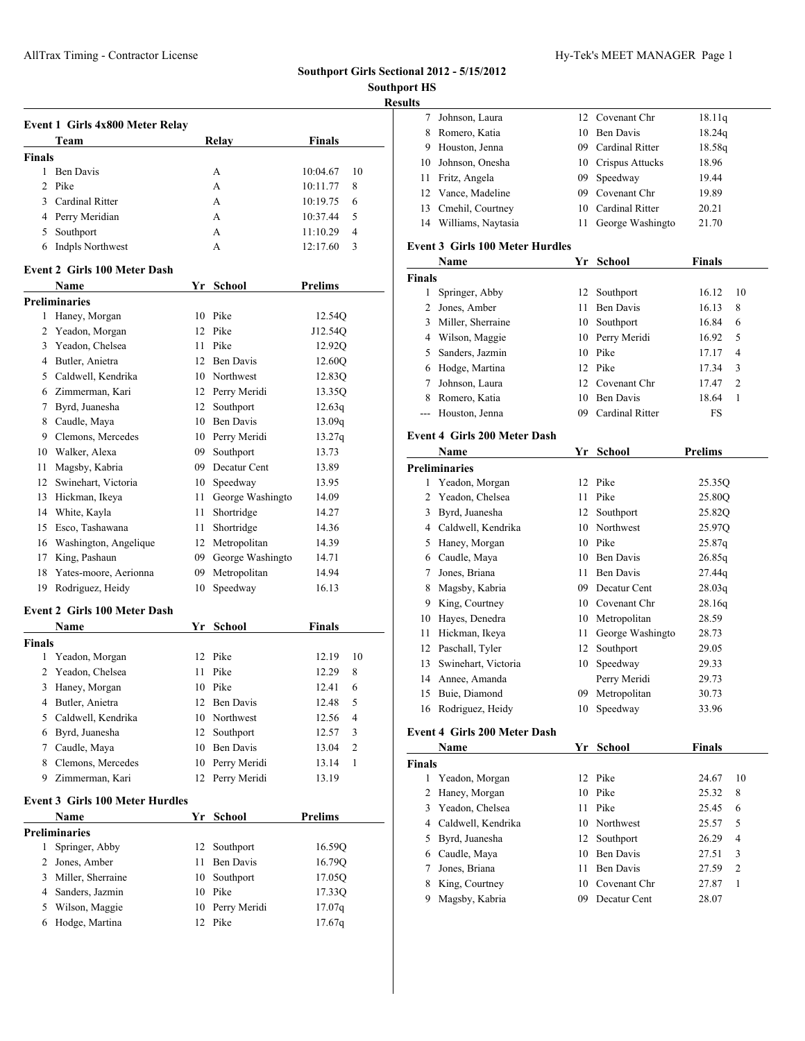# Southport Girls Sectional 2012 - 5/15/2012

**Southport HS**

**Results**

### Event 1 Girls 4x800 Meter Relay

| | Team | Relay | Finals | |
|---|---|---|---|---|
| **Finals** | | | | |
| 1 | Ben Davis | A | 10:04.67 | 10 |
| 2 | Pike | A | 10:11.77 | 8 |
| 3 | Cardinal Ritter | A | 10:19.75 | 6 |
| 4 | Perry Meridian | A | 10:37.44 | 5 |
| 5 | Southport | A | 11:10.29 | 4 |
| 6 | Indpls Northwest | A | 12:17.60 | 3 |

### Event 2 Girls 100 Meter Dash

| | Name | Yr | School | Prelims |
|---|---|---|---|---|
| **Preliminaries** | | | | |
| 1 | Haney, Morgan | 10 | Pike | 12.54Q |
| 2 | Yeadon, Morgan | 12 | Pike | J12.54Q |
| 3 | Yeadon, Chelsea | 11 | Pike | 12.92Q |
| 4 | Butler, Anietra | 12 | Ben Davis | 12.60Q |
| 5 | Caldwell, Kendrika | 10 | Northwest | 12.83Q |
| 6 | Zimmerman, Kari | 12 | Perry Meridi | 13.35Q |
| 7 | Byrd, Juanesha | 12 | Southport | 12.63q |
| 8 | Caudle, Maya | 10 | Ben Davis | 13.09q |
| 9 | Clemons, Mercedes | 10 | Perry Meridi | 13.27q |
| 10 | Walker, Alexa | 09 | Southport | 13.73 |
| 11 | Magsby, Kabria | 09 | Decatur Cent | 13.89 |
| 12 | Swinehart, Victoria | 10 | Speedway | 13.95 |
| 13 | Hickman, Ikeya | 11 | George Washingto | 14.09 |
| 14 | White, Kayla | 11 | Shortridge | 14.27 |
| 15 | Esco, Tashawana | 11 | Shortridge | 14.36 |
| 16 | Washington, Angelique | 12 | Metropolitan | 14.39 |
| 17 | King, Pashaun | 09 | George Washingto | 14.71 |
| 18 | Yates-moore, Aerionna | 09 | Metropolitan | 14.94 |
| 19 | Rodriguez, Heidy | 10 | Speedway | 16.13 |

### Event 2 Girls 100 Meter Dash

| | Name | Yr | School | Finals | |
|---|---|---|---|---|---|
| **Finals** | | | | | |
| 1 | Yeadon, Morgan | 12 | Pike | 12.19 | 10 |
| 2 | Yeadon, Chelsea | 11 | Pike | 12.29 | 8 |
| 3 | Haney, Morgan | 10 | Pike | 12.41 | 6 |
| 4 | Butler, Anietra | 12 | Ben Davis | 12.48 | 5 |
| 5 | Caldwell, Kendrika | 10 | Northwest | 12.56 | 4 |
| 6 | Byrd, Juanesha | 12 | Southport | 12.57 | 3 |
| 7 | Caudle, Maya | 10 | Ben Davis | 13.04 | 2 |
| 8 | Clemons, Mercedes | 10 | Perry Meridi | 13.14 | 1 |
| 9 | Zimmerman, Kari | 12 | Perry Meridi | 13.19 | |

### Event 3 Girls 100 Meter Hurdles

| | Name | Yr | School | Prelims |
|---|---|---|---|---|
| **Preliminaries** | | | | |
| 1 | Springer, Abby | 12 | Southport | 16.59Q |
| 2 | Jones, Amber | 11 | Ben Davis | 16.79Q |
| 3 | Miller, Sherraine | 10 | Southport | 17.05Q |
| 4 | Sanders, Jazmin | 10 | Pike | 17.33Q |
| 5 | Wilson, Maggie | 10 | Perry Meridi | 17.07q |
| 6 | Hodge, Martina | 12 | Pike | 17.67q |
| 7 | Johnson, Laura | 12 | Covenant Chr | 18.11q |
| 8 | Romero, Katia | 10 | Ben Davis | 18.24q |
| 9 | Houston, Jenna | 09 | Cardinal Ritter | 18.58q |
| 10 | Johnson, Onesha | 10 | Crispus Attucks | 18.96 |
| 11 | Fritz, Angela | 09 | Speedway | 19.44 |
| 12 | Vance, Madeline | 09 | Covenant Chr | 19.89 |
| 13 | Cmehil, Courtney | 10 | Cardinal Ritter | 20.21 |
| 14 | Williams, Naytasia | 11 | George Washingto | 21.70 |

### Event 3 Girls 100 Meter Hurdles

| | Name | Yr | School | Finals | |
|---|---|---|---|---|---|
| **Finals** | | | | | |
| 1 | Springer, Abby | 12 | Southport | 16.12 | 10 |
| 2 | Jones, Amber | 11 | Ben Davis | 16.13 | 8 |
| 3 | Miller, Sherraine | 10 | Southport | 16.84 | 6 |
| 4 | Wilson, Maggie | 10 | Perry Meridi | 16.92 | 5 |
| 5 | Sanders, Jazmin | 10 | Pike | 17.17 | 4 |
| 6 | Hodge, Martina | 12 | Pike | 17.34 | 3 |
| 7 | Johnson, Laura | 12 | Covenant Chr | 17.47 | 2 |
| 8 | Romero, Katia | 10 | Ben Davis | 18.64 | 1 |
| --- | Houston, Jenna | 09 | Cardinal Ritter | FS | |

### Event 4 Girls 200 Meter Dash

| | Name | Yr | School | Prelims |
|---|---|---|---|---|
| **Preliminaries** | | | | |
| 1 | Yeadon, Morgan | 12 | Pike | 25.35Q |
| 2 | Yeadon, Chelsea | 11 | Pike | 25.80Q |
| 3 | Byrd, Juanesha | 12 | Southport | 25.82Q |
| 4 | Caldwell, Kendrika | 10 | Northwest | 25.97Q |
| 5 | Haney, Morgan | 10 | Pike | 25.87q |
| 6 | Caudle, Maya | 10 | Ben Davis | 26.85q |
| 7 | Jones, Briana | 11 | Ben Davis | 27.44q |
| 8 | Magsby, Kabria | 09 | Decatur Cent | 28.03q |
| 9 | King, Courtney | 10 | Covenant Chr | 28.16q |
| 10 | Hayes, Denedra | 10 | Metropolitan | 28.59 |
| 11 | Hickman, Ikeya | 11 | George Washingto | 28.73 |
| 12 | Paschall, Tyler | 12 | Southport | 29.05 |
| 13 | Swinehart, Victoria | 10 | Speedway | 29.33 |
| 14 | Annee, Amanda | | Perry Meridi | 29.73 |
| 15 | Buie, Diamond | 09 | Metropolitan | 30.73 |
| 16 | Rodriguez, Heidy | 10 | Speedway | 33.96 |

### Event 4 Girls 200 Meter Dash

| | Name | Yr | School | Finals | |
|---|---|---|---|---|---|
| **Finals** | | | | | |
| 1 | Yeadon, Morgan | 12 | Pike | 24.67 | 10 |
| 2 | Haney, Morgan | 10 | Pike | 25.32 | 8 |
| 3 | Yeadon, Chelsea | 11 | Pike | 25.45 | 6 |
| 4 | Caldwell, Kendrika | 10 | Northwest | 25.57 | 5 |
| 5 | Byrd, Juanesha | 12 | Southport | 26.29 | 4 |
| 6 | Caudle, Maya | 10 | Ben Davis | 27.51 | 3 |
| 7 | Jones, Briana | 11 | Ben Davis | 27.59 | 2 |
| 8 | King, Courtney | 10 | Covenant Chr | 27.87 | 1 |
| 9 | Magsby, Kabria | 09 | Decatur Cent | 28.07 | |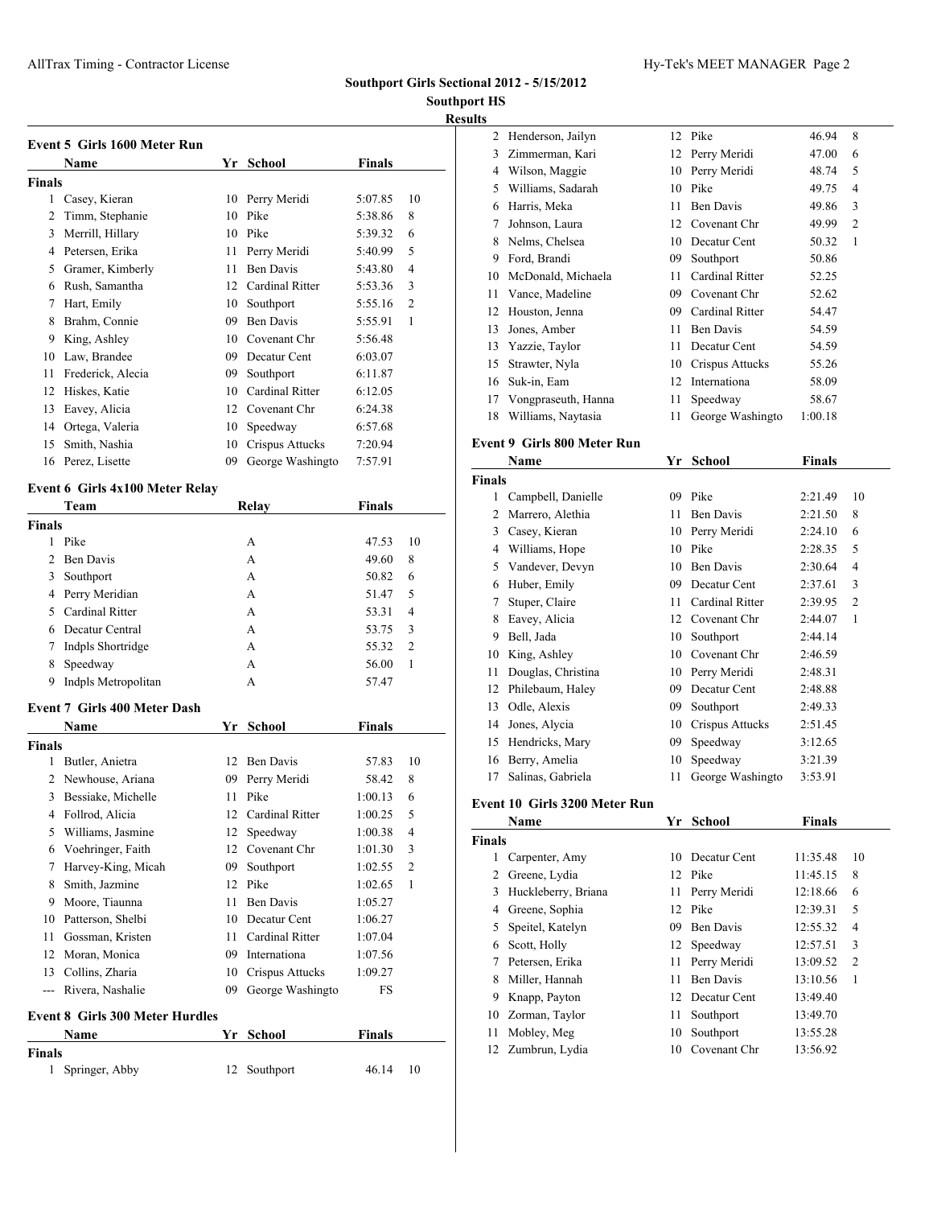## Southport Girls Sectional 2012 - 5/15/2012

### Southport HS

#### Results

**Event 5 Girls 1600 Meter Run**

| | Name | Yr | School | Finals | |
|---|---|---|---|---|---|
| **Finals** | | | | | |
| 1 | Casey, Kieran | 10 | Perry Meridi | 5:07.85 | 10 |
| 2 | Timm, Stephanie | 10 | Pike | 5:38.86 | 8 |
| 3 | Merrill, Hillary | 10 | Pike | 5:39.32 | 6 |
| 4 | Petersen, Erika | 11 | Perry Meridi | 5:40.99 | 5 |
| 5 | Gramer, Kimberly | 11 | Ben Davis | 5:43.80 | 4 |
| 6 | Rush, Samantha | 12 | Cardinal Ritter | 5:53.36 | 3 |
| 7 | Hart, Emily | 10 | Southport | 5:55.16 | 2 |
| 8 | Brahm, Connie | 09 | Ben Davis | 5:55.91 | 1 |
| 9 | King, Ashley | 10 | Covenant Chr | 5:56.48 | |
| 10 | Law, Brandee | 09 | Decatur Cent | 6:03.07 | |
| 11 | Frederick, Alecia | 09 | Southport | 6:11.87 | |
| 12 | Hiskes, Katie | 10 | Cardinal Ritter | 6:12.05 | |
| 13 | Eavey, Alicia | 12 | Covenant Chr | 6:24.38 | |
| 14 | Ortega, Valeria | 10 | Speedway | 6:57.68 | |
| 15 | Smith, Nashia | 10 | Crispus Attucks | 7:20.94 | |
| 16 | Perez, Lisette | 09 | George Washingto | 7:57.91 | |

**Event 6 Girls 4x100 Meter Relay**

| | Team | Relay | Finals | |
|---|---|---|---|---|
| **Finals** | | | | |
| 1 | Pike | A | 47.53 | 10 |
| 2 | Ben Davis | A | 49.60 | 8 |
| 3 | Southport | A | 50.82 | 6 |
| 4 | Perry Meridian | A | 51.47 | 5 |
| 5 | Cardinal Ritter | A | 53.31 | 4 |
| 6 | Decatur Central | A | 53.75 | 3 |
| 7 | Indpls Shortridge | A | 55.32 | 2 |
| 8 | Speedway | A | 56.00 | 1 |
| 9 | Indpls Metropolitan | A | 57.47 | |

**Event 7 Girls 400 Meter Dash**

| | Name | Yr | School | Finals | |
|---|---|---|---|---|---|
| **Finals** | | | | | |
| 1 | Butler, Anietra | 12 | Ben Davis | 57.83 | 10 |
| 2 | Newhouse, Ariana | 09 | Perry Meridi | 58.42 | 8 |
| 3 | Bessiake, Michelle | 11 | Pike | 1:00.13 | 6 |
| 4 | Follrod, Alicia | 12 | Cardinal Ritter | 1:00.25 | 5 |
| 5 | Williams, Jasmine | 12 | Speedway | 1:00.38 | 4 |
| 6 | Voehringer, Faith | 12 | Covenant Chr | 1:01.30 | 3 |
| 7 | Harvey-King, Micah | 09 | Southport | 1:02.55 | 2 |
| 8 | Smith, Jazmine | 12 | Pike | 1:02.65 | 1 |
| 9 | Moore, Tiaunna | 11 | Ben Davis | 1:05.27 | |
| 10 | Patterson, Shelbi | 10 | Decatur Cent | 1:06.27 | |
| 11 | Gossman, Kristen | 11 | Cardinal Ritter | 1:07.04 | |
| 12 | Moran, Monica | 09 | Internationa | 1:07.56 | |
| 13 | Collins, Zharia | 10 | Crispus Attucks | 1:09.27 | |
| --- | Rivera, Nashalie | 09 | George Washingto | FS | |

**Event 8 Girls 300 Meter Hurdles**

| | Name | Yr | School | Finals | |
|---|---|---|---|---|---|
| **Finals** | | | | | |
| 1 | Springer, Abby | 12 | Southport | 46.14 | 10 |
| 2 | Henderson, Jailyn | 12 | Pike | 46.94 | 8 |
| 3 | Zimmerman, Kari | 12 | Perry Meridi | 47.00 | 6 |
| 4 | Wilson, Maggie | 10 | Perry Meridi | 48.74 | 5 |
| 5 | Williams, Sadarah | 10 | Pike | 49.75 | 4 |
| 6 | Harris, Meka | 11 | Ben Davis | 49.86 | 3 |
| 7 | Johnson, Laura | 12 | Covenant Chr | 49.99 | 2 |
| 8 | Nelms, Chelsea | 10 | Decatur Cent | 50.32 | 1 |
| 9 | Ford, Brandi | 09 | Southport | 50.86 | |
| 10 | McDonald, Michaela | 11 | Cardinal Ritter | 52.25 | |
| 11 | Vance, Madeline | 09 | Covenant Chr | 52.62 | |
| 12 | Houston, Jenna | 09 | Cardinal Ritter | 54.47 | |
| 13 | Jones, Amber | 11 | Ben Davis | 54.59 | |
| 13 | Yazzie, Taylor | 11 | Decatur Cent | 54.59 | |
| 15 | Strawter, Nyla | 10 | Crispus Attucks | 55.26 | |
| 16 | Suk-in, Eam | 12 | Internationa | 58.09 | |
| 17 | Vongpraseuth, Hanna | 11 | Speedway | 58.67 | |
| 18 | Williams, Naytasia | 11 | George Washingto | 1:00.18 | |

**Event 9 Girls 800 Meter Run**

| | Name | Yr | School | Finals | |
|---|---|---|---|---|---|
| **Finals** | | | | | |
| 1 | Campbell, Danielle | 09 | Pike | 2:21.49 | 10 |
| 2 | Marrero, Alethia | 11 | Ben Davis | 2:21.50 | 8 |
| 3 | Casey, Kieran | 10 | Perry Meridi | 2:24.10 | 6 |
| 4 | Williams, Hope | 10 | Pike | 2:28.35 | 5 |
| 5 | Vandever, Devyn | 10 | Ben Davis | 2:30.64 | 4 |
| 6 | Huber, Emily | 09 | Decatur Cent | 2:37.61 | 3 |
| 7 | Stuper, Claire | 11 | Cardinal Ritter | 2:39.95 | 2 |
| 8 | Eavey, Alicia | 12 | Covenant Chr | 2:44.07 | 1 |
| 9 | Bell, Jada | 10 | Southport | 2:44.14 | |
| 10 | King, Ashley | 10 | Covenant Chr | 2:46.59 | |
| 11 | Douglas, Christina | 10 | Perry Meridi | 2:48.31 | |
| 12 | Philebaum, Haley | 09 | Decatur Cent | 2:48.88 | |
| 13 | Odle, Alexis | 09 | Southport | 2:49.33 | |
| 14 | Jones, Alycia | 10 | Crispus Attucks | 2:51.45 | |
| 15 | Hendricks, Mary | 09 | Speedway | 3:12.65 | |
| 16 | Berry, Amelia | 10 | Speedway | 3:21.39 | |
| 17 | Salinas, Gabriela | 11 | George Washingto | 3:53.91 | |

**Event 10 Girls 3200 Meter Run**

| | Name | Yr | School | Finals | |
|---|---|---|---|---|---|
| **Finals** | | | | | |
| 1 | Carpenter, Amy | 10 | Decatur Cent | 11:35.48 | 10 |
| 2 | Greene, Lydia | 12 | Pike | 11:45.15 | 8 |
| 3 | Huckleberry, Briana | 11 | Perry Meridi | 12:18.66 | 6 |
| 4 | Greene, Sophia | 12 | Pike | 12:39.31 | 5 |
| 5 | Speitel, Katelyn | 09 | Ben Davis | 12:55.32 | 4 |
| 6 | Scott, Holly | 12 | Speedway | 12:57.51 | 3 |
| 7 | Petersen, Erika | 11 | Perry Meridi | 13:09.52 | 2 |
| 8 | Miller, Hannah | 11 | Ben Davis | 13:10.56 | 1 |
| 9 | Knapp, Payton | 12 | Decatur Cent | 13:49.40 | |
| 10 | Zorman, Taylor | 11 | Southport | 13:49.70 | |
| 11 | Mobley, Meg | 10 | Southport | 13:55.28 | |
| 12 | Zumbrun, Lydia | 10 | Covenant Chr | 13:56.92 | |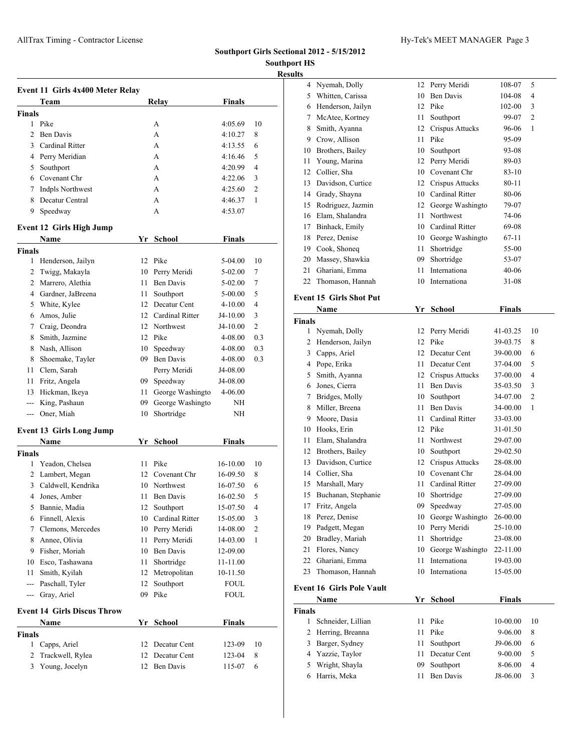## Southport Girls Sectional 2012 - 5/15/2012

### Southport HS

#### Results

### Event 11 Girls 4x400 Meter Relay

| | Team | Relay | Finals | |
|---|---|---|---|---|
| **Finals** | | | | |
| 1 | Pike | A | 4:05.69 | 10 |
| 2 | Ben Davis | A | 4:10.27 | 8 |
| 3 | Cardinal Ritter | A | 4:13.55 | 6 |
| 4 | Perry Meridian | A | 4:16.46 | 5 |
| 5 | Southport | A | 4:20.99 | 4 |
| 6 | Covenant Chr | A | 4:22.06 | 3 |
| 7 | Indpls Northwest | A | 4:25.60 | 2 |
| 8 | Decatur Central | A | 4:46.37 | 1 |
| 9 | Speedway | A | 4:53.07 | |

### Event 12 Girls High Jump

| | Name | Yr | School | Finals | |
|---|---|---|---|---|---|
| **Finals** | | | | | |
| 1 | Henderson, Jailyn | 12 | Pike | 5-04.00 | 10 |
| 2 | Twigg, Makayla | 10 | Perry Meridi | 5-02.00 | 7 |
| 2 | Marrero, Alethia | 11 | Ben Davis | 5-02.00 | 7 |
| 4 | Gardner, JaBreena | 11 | Southport | 5-00.00 | 5 |
| 5 | White, Kylee | 12 | Decatur Cent | 4-10.00 | 4 |
| 6 | Amos, Julie | 12 | Cardinal Ritter | J4-10.00 | 3 |
| 7 | Craig, Deondra | 12 | Northwest | J4-10.00 | 2 |
| 8 | Smith, Jazmine | 12 | Pike | 4-08.00 | 0.3 |
| 8 | Nash, Allison | 10 | Speedway | 4-08.00 | 0.3 |
| 8 | Shoemake, Tayler | 09 | Ben Davis | 4-08.00 | 0.3 |
| 11 | Clem, Sarah | | Perry Meridi | J4-08.00 | |
| 11 | Fritz, Angela | 09 | Speedway | J4-08.00 | |
| 13 | Hickman, Ikeya | 11 | George Washingto | 4-06.00 | |
| --- | King, Pashaun | 09 | George Washingto | NH | |
| --- | Oner, Miah | 10 | Shortridge | NH | |

### Event 13 Girls Long Jump

| | Name | Yr | School | Finals | |
|---|---|---|---|---|---|
| **Finals** | | | | | |
| 1 | Yeadon, Chelsea | 11 | Pike | 16-10.00 | 10 |
| 2 | Lambert, Megan | 12 | Covenant Chr | 16-09.50 | 8 |
| 3 | Caldwell, Kendrika | 10 | Northwest | 16-07.50 | 6 |
| 4 | Jones, Amber | 11 | Ben Davis | 16-02.50 | 5 |
| 5 | Bannie, Madia | 12 | Southport | 15-07.50 | 4 |
| 6 | Finnell, Alexis | 10 | Cardinal Ritter | 15-05.00 | 3 |
| 7 | Clemons, Mercedes | 10 | Perry Meridi | 14-08.00 | 2 |
| 8 | Annee, Olivia | 11 | Perry Meridi | 14-03.00 | 1 |
| 9 | Fisher, Moriah | 10 | Ben Davis | 12-09.00 | |
| 10 | Esco, Tashawana | 11 | Shortridge | 11-11.00 | |
| 11 | Smith, Kyilah | 12 | Metropolitan | 10-11.50 | |
| --- | Paschall, Tyler | 12 | Southport | FOUL | |
| --- | Gray, Ariel | 09 | Pike | FOUL | |

### Event 14 Girls Discus Throw

| | Name | Yr | School | Finals | |
|---|---|---|---|---|---|
| **Finals** | | | | | |
| 1 | Capps, Ariel | 12 | Decatur Cent | 123-09 | 10 |
| 2 | Trackwell, Rylea | 12 | Decatur Cent | 123-04 | 8 |
| 3 | Young, Jocelyn | 12 | Ben Davis | 115-07 | 6 |
| 4 | Nyemah, Dolly | 12 | Perry Meridi | 108-07 | 5 |
| 5 | Whitten, Carissa | 10 | Ben Davis | 104-08 | 4 |
| 6 | Henderson, Jailyn | 12 | Pike | 102-00 | 3 |
| 7 | McAtee, Kortney | 11 | Southport | 99-07 | 2 |
| 8 | Smith, Ayanna | 12 | Crispus Attucks | 96-06 | 1 |
| 9 | Crow, Allison | 11 | Pike | 95-09 | |
| 10 | Brothers, Bailey | 10 | Southport | 93-08 | |
| 11 | Young, Marina | 12 | Perry Meridi | 89-03 | |
| 12 | Collier, Sha | 10 | Covenant Chr | 83-10 | |
| 13 | Davidson, Curtice | 12 | Crispus Attucks | 80-11 | |
| 14 | Grady, Shayna | 10 | Cardinal Ritter | 80-06 | |
| 15 | Rodriguez, Jazmin | 12 | George Washingto | 79-07 | |
| 16 | Elam, Shalandra | 11 | Northwest | 74-06 | |
| 17 | Binhack, Emily | 10 | Cardinal Ritter | 69-08 | |
| 18 | Perez, Denise | 10 | George Washingto | 67-11 | |
| 19 | Cook, Shoneq | 11 | Shortridge | 55-00 | |
| 20 | Massey, Shawkia | 09 | Shortridge | 53-07 | |
| 21 | Ghariani, Emma | 11 | Internationa | 40-06 | |
| 22 | Thomason, Hannah | 10 | Internationa | 31-08 | |

### Event 15 Girls Shot Put

| | Name | Yr | School | Finals | |
|---|---|---|---|---|---|
| **Finals** | | | | | |
| 1 | Nyemah, Dolly | 12 | Perry Meridi | 41-03.25 | 10 |
| 2 | Henderson, Jailyn | 12 | Pike | 39-03.75 | 8 |
| 3 | Capps, Ariel | 12 | Decatur Cent | 39-00.00 | 6 |
| 4 | Pope, Erika | 11 | Decatur Cent | 37-04.00 | 5 |
| 5 | Smith, Ayanna | 12 | Crispus Attucks | 37-00.00 | 4 |
| 6 | Jones, Cierra | 11 | Ben Davis | 35-03.50 | 3 |
| 7 | Bridges, Molly | 10 | Southport | 34-07.00 | 2 |
| 8 | Miller, Breena | 11 | Ben Davis | 34-00.00 | 1 |
| 9 | Moore, Dasia | 11 | Cardinal Ritter | 33-03.00 | |
| 10 | Hooks, Erin | 12 | Pike | 31-01.50 | |
| 11 | Elam, Shalandra | 11 | Northwest | 29-07.00 | |
| 12 | Brothers, Bailey | 10 | Southport | 29-02.50 | |
| 13 | Davidson, Curtice | 12 | Crispus Attucks | 28-08.00 | |
| 14 | Collier, Sha | 10 | Covenant Chr | 28-04.00 | |
| 15 | Marshall, Mary | 11 | Cardinal Ritter | 27-09.00 | |
| 15 | Buchanan, Stephanie | 10 | Shortridge | 27-09.00 | |
| 17 | Fritz, Angela | 09 | Speedway | 27-05.00 | |
| 18 | Perez, Denise | 10 | George Washingto | 26-00.00 | |
| 19 | Padgett, Megan | 10 | Perry Meridi | 25-10.00 | |
| 20 | Bradley, Mariah | 11 | Shortridge | 23-08.00 | |
| 21 | Flores, Nancy | 10 | George Washingto | 22-11.00 | |
| 22 | Ghariani, Emma | 11 | Internationa | 19-03.00 | |
| 23 | Thomason, Hannah | 10 | Internationa | 15-05.00 | |

### Event 16 Girls Pole Vault

| | Name | Yr | School | Finals | |
|---|---|---|---|---|---|
| **Finals** | | | | | |
| 1 | Schneider, Lillian | 11 | Pike | 10-00.00 | 10 |
| 2 | Herring, Breanna | 11 | Pike | 9-06.00 | 8 |
| 3 | Barger, Sydney | 11 | Southport | J9-06.00 | 6 |
| 4 | Yazzie, Taylor | 11 | Decatur Cent | 9-00.00 | 5 |
| 5 | Wright, Shayla | 09 | Southport | 8-06.00 | 4 |
| 6 | Harris, Meka | 11 | Ben Davis | J8-06.00 | 3 |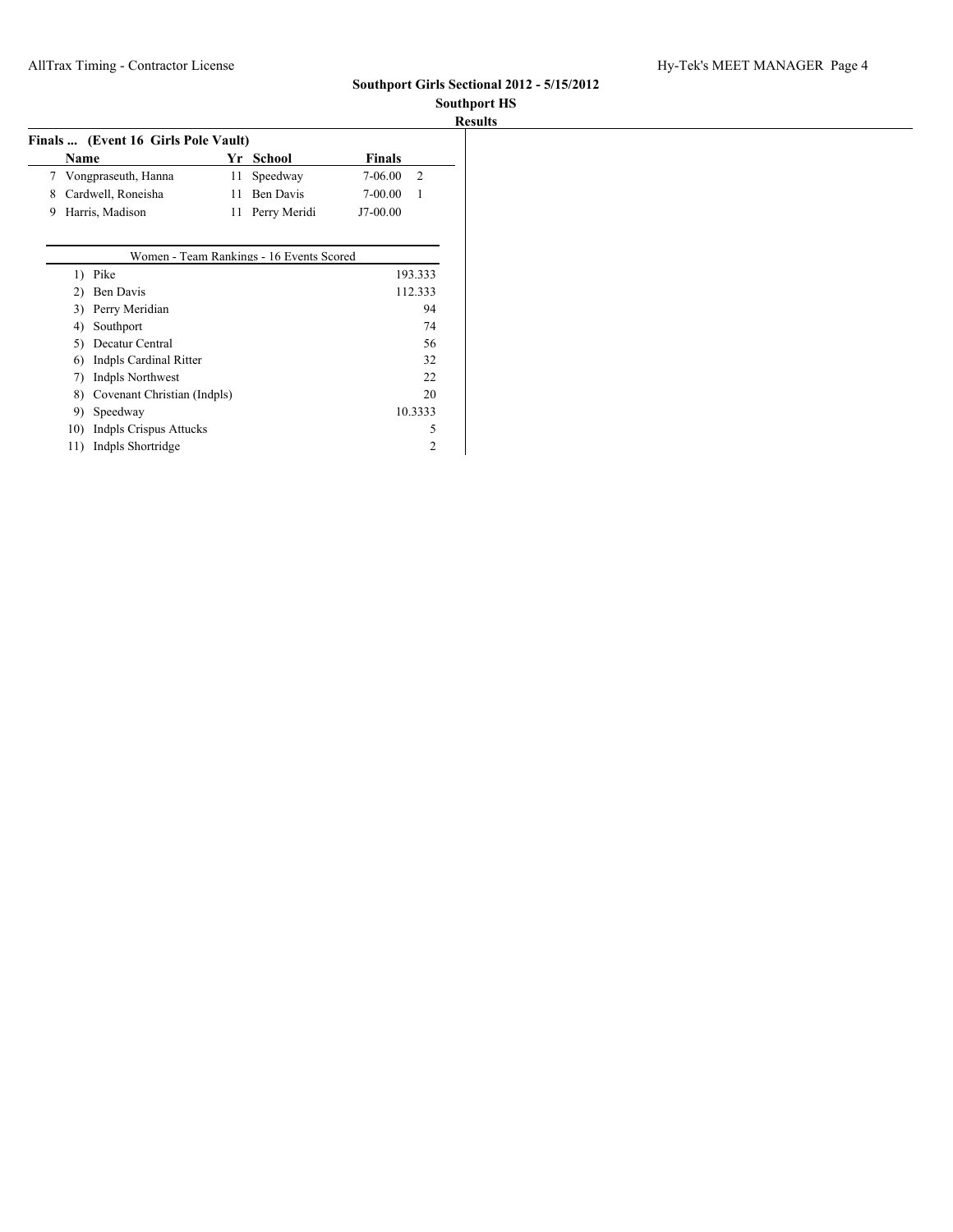## Southport Girls Sectional 2012 - 5/15/2012

**Southport HS**

**Results**

### Finals ... (Event 16 Girls Pole Vault)

| | Name | Yr | School | Finals | |
|---|---|---|---|---|---|
| 7 | Vongpraseuth, Hanna | 11 | Speedway | 7-06.00 | 2 |
| 8 | Cardwell, Roneisha | 11 | Ben Davis | 7-00.00 | 1 |
| 9 | Harris, Madison | 11 | Perry Meridi | J7-00.00 | |

### Women - Team Rankings - 16 Events Scored

| | | |
|---|---|---|
| 1) | Pike | 193.333 |
| 2) | Ben Davis | 112.333 |
| 3) | Perry Meridian | 94 |
| 4) | Southport | 74 |
| 5) | Decatur Central | 56 |
| 6) | Indpls Cardinal Ritter | 32 |
| 7) | Indpls Northwest | 22 |
| 8) | Covenant Christian (Indpls) | 20 |
| 9) | Speedway | 10.3333 |
| 10) | Indpls Crispus Attucks | 5 |
| 11) | Indpls Shortridge | 2 |